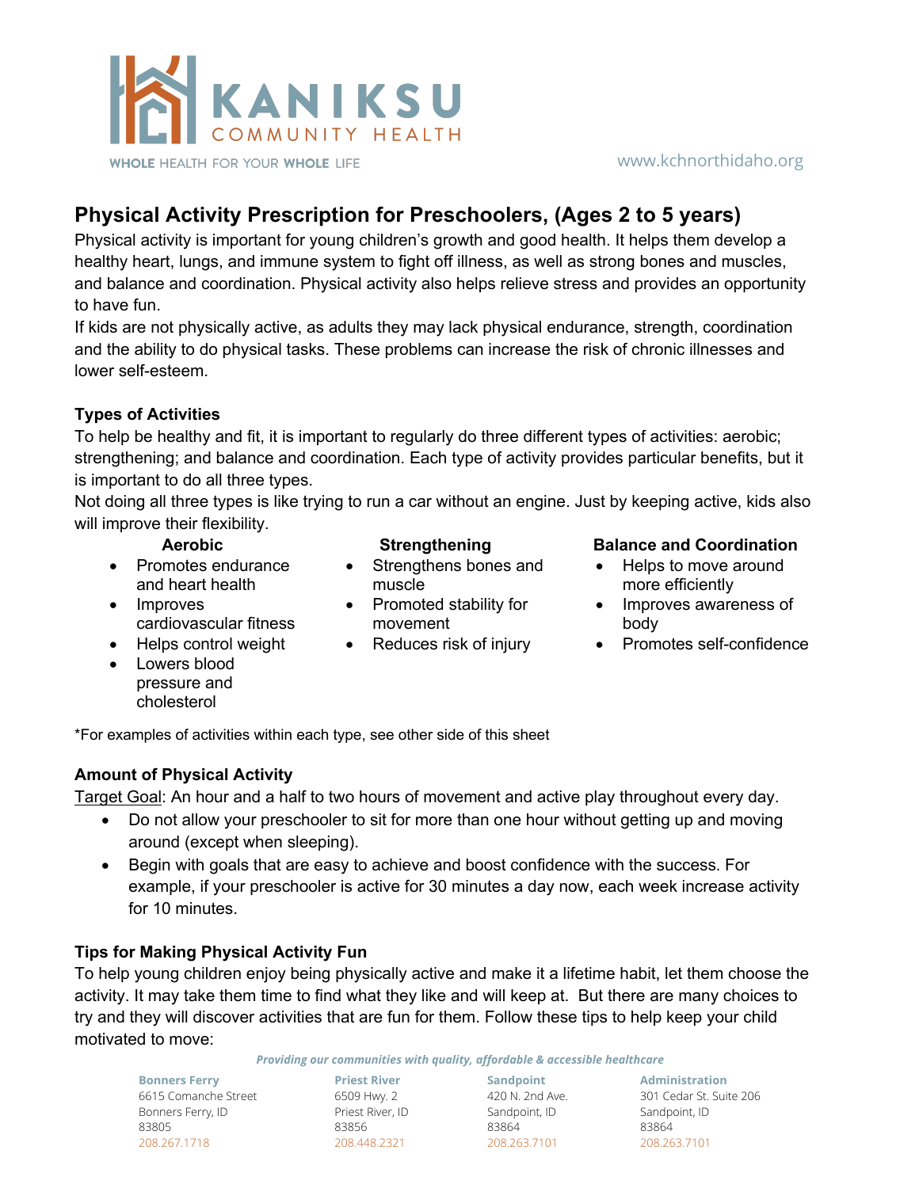KANIKSU COMMUNITY HEALTH

WHOLE HEALTH FOR YOUR WHOLE LIFE

www.kchnorthidaho.org

# Physical Activity Prescription for Preschoolers, (Ages 2 to 5 years)

Physical activity is important for young children's growth and good health. It helps them develop a healthy heart, lungs, and immune system to fight off illness, as well as strong bones and muscles, and balance and coordination. Physical activity also helps relieve stress and provides an opportunity to have fun.

If kids are not physically active, as adults they may lack physical endurance, strength, coordination and the ability to do physical tasks. These problems can increase the risk of chronic illnesses and lower self-esteem.

### Types of Activities

To help be healthy and fit, it is important to regularly do three different types of activities: aerobic; strengthening; and balance and coordination. Each type of activity provides particular benefits, but it is important to do all three types.

Not doing all three types is like trying to run a car without an engine. Just by keeping active, kids also will improve their flexibility.

**Aerobic**

- Promotes endurance and heart health
- Improves cardiovascular fitness
- Helps control weight
- Lowers blood pressure and cholesterol

**Strengthening**

- Strengthens bones and muscle
- Promoted stability for movement
- Reduces risk of injury

**Balance and Coordination**

- Helps to move around more efficiently
- Improves awareness of body
- Promotes self-confidence

*For examples of activities within each type, see other side of this sheet

### Amount of Physical Activity

Target Goal: An hour and a half to two hours of movement and active play throughout every day.

- Do not allow your preschooler to sit for more than one hour without getting up and moving around (except when sleeping).
- Begin with goals that are easy to achieve and boost confidence with the success. For example, if your preschooler is active for 30 minutes a day now, each week increase activity for 10 minutes.

### Tips for Making Physical Activity Fun

To help young children enjoy being physically active and make it a lifetime habit, let them choose the activity. It may take them time to find what they like and will keep at. But there are many choices to try and they will discover activities that are fun for them. Follow these tips to help keep your child motivated to move:

*Providing our communities with quality, affordable & accessible healthcare*

**Bonners Ferry**
6615 Comanche Street
Bonners Ferry, ID
83805
208.267.1718

**Priest River**
6509 Hwy. 2
Priest River, ID
83856
208.448.2321

**Sandpoint**
420 N. 2nd Ave.
Sandpoint, ID
83864
208.263.7101

**Administration**
301 Cedar St. Suite 206
Sandpoint, ID
83864
208.263.7101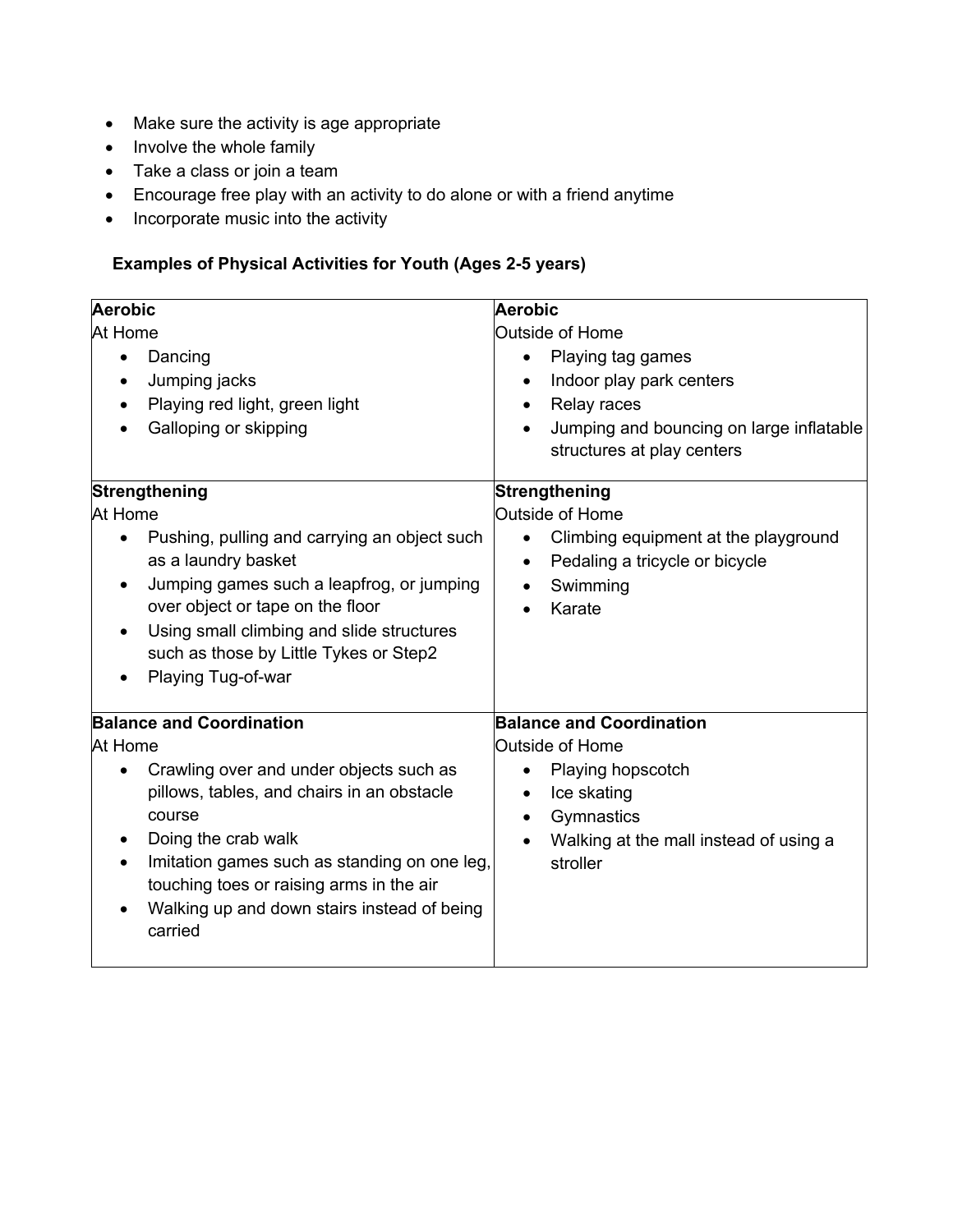- Make sure the activity is age appropriate
- Involve the whole family
- Take a class or join a team
- Encourage free play with an activity to do alone or with a friend anytime
- Incorporate music into the activity

**Examples of Physical Activities for Youth (Ages 2-5 years)**

| | |
|---|---|
| **Aerobic**<br>At Home<br>• Dancing<br>• Jumping jacks<br>• Playing red light, green light<br>• Galloping or skipping | **Aerobic**<br>Outside of Home<br>• Playing tag games<br>• Indoor play park centers<br>• Relay races<br>• Jumping and bouncing on large inflatable structures at play centers |
| **Strengthening**<br>At Home<br>• Pushing, pulling and carrying an object such as a laundry basket<br>• Jumping games such a leapfrog, or jumping over object or tape on the floor<br>• Using small climbing and slide structures such as those by Little Tykes or Step2<br>• Playing Tug-of-war | **Strengthening**<br>Outside of Home<br>• Climbing equipment at the playground<br>• Pedaling a tricycle or bicycle<br>• Swimming<br>• Karate |
| **Balance and Coordination**<br>At Home<br>• Crawling over and under objects such as pillows, tables, and chairs in an obstacle course<br>• Doing the crab walk<br>• Imitation games such as standing on one leg, touching toes or raising arms in the air<br>• Walking up and down stairs instead of being carried | **Balance and Coordination**<br>Outside of Home<br>• Playing hopscotch<br>• Ice skating<br>• Gymnastics<br>• Walking at the mall instead of using a stroller |